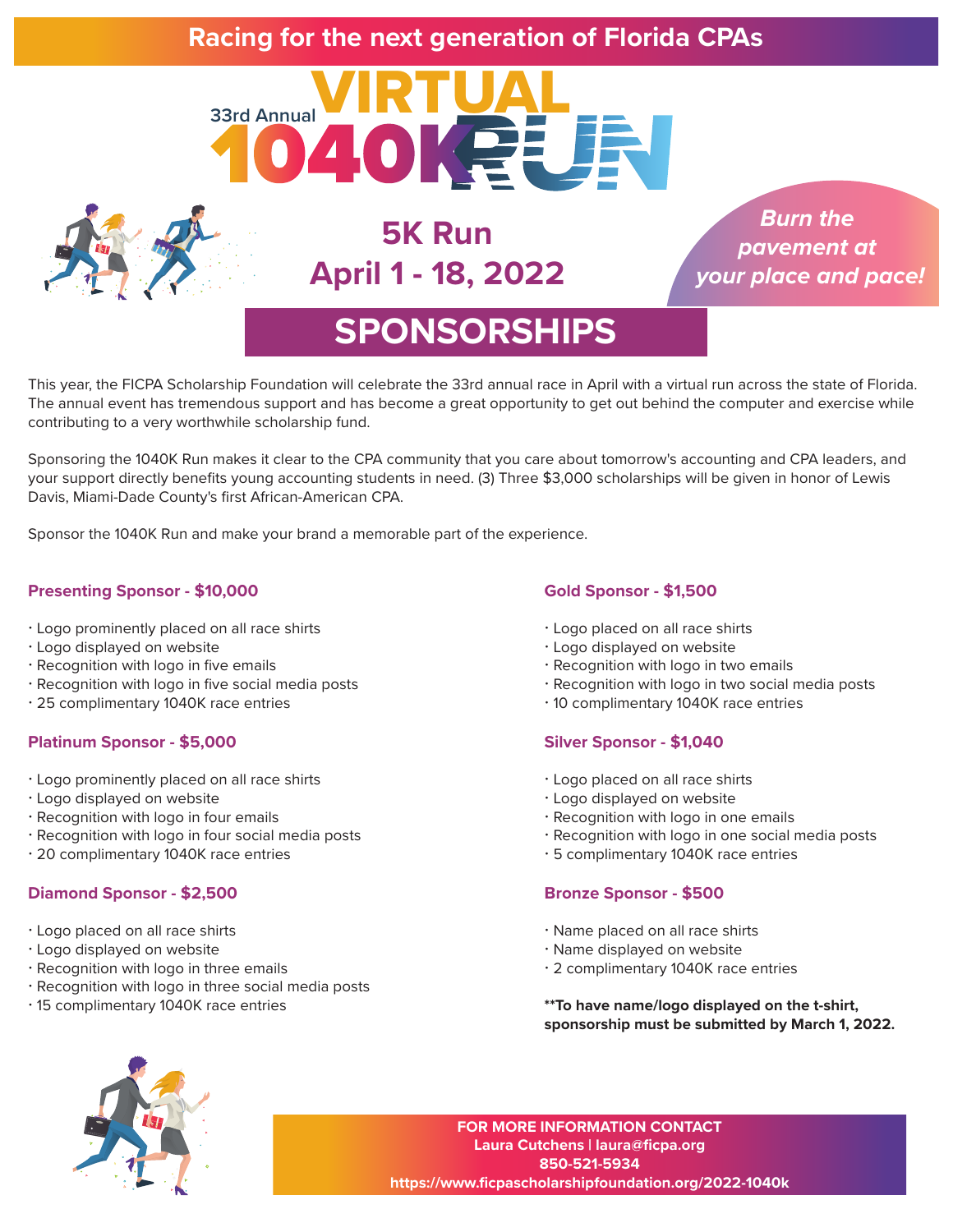**Racing for the next generation of Florida CPAs**

# 33rd Annual 1040K VIRTUAL RUN

## 5K Run
## April 1 - 18, 2022

*Burn the pavement at your place and pace!*

# SPONSORSHIPS

This year, the FICPA Scholarship Foundation will celebrate the 33rd annual race in April with a virtual run across the state of Florida. The annual event has tremendous support and has become a great opportunity to get out behind the computer and exercise while contributing to a very worthwhile scholarship fund.

Sponsoring the 1040K Run makes it clear to the CPA community that you care about tomorrow's accounting and CPA leaders, and your support directly benefits young accounting students in need. (3) Three $3,000 scholarships will be given in honor of Lewis Davis, Miami-Dade County's first African-American CPA.

Sponsor the 1040K Run and make your brand a memorable part of the experience.

### Presenting Sponsor - $10,000

- Logo prominently placed on all race shirts
- Logo displayed on website
- Recognition with logo in five emails
- Recognition with logo in five social media posts
- 25 complimentary 1040K race entries

### Platinum Sponsor - $5,000

- Logo prominently placed on all race shirts
- Logo displayed on website
- Recognition with logo in four emails
- Recognition with logo in four social media posts
- 20 complimentary 1040K race entries

### Diamond Sponsor - $2,500

- Logo placed on all race shirts
- Logo displayed on website
- Recognition with logo in three emails
- Recognition with logo in three social media posts
- 15 complimentary 1040K race entries

### Gold Sponsor - $1,500

- Logo placed on all race shirts
- Logo displayed on website
- Recognition with logo in two emails
- Recognition with logo in two social media posts
- 10 complimentary 1040K race entries

### Silver Sponsor - $1,040

- Logo placed on all race shirts
- Logo displayed on website
- Recognition with logo in one emails
- Recognition with logo in one social media posts
- 5 complimentary 1040K race entries

### Bronze Sponsor - $500

- Name placed on all race shirts
- Name displayed on website
- 2 complimentary 1040K race entries

**To have name/logo displayed on the t-shirt, sponsorship must be submitted by March 1, 2022.**

**FOR MORE INFORMATION CONTACT**
**Laura Cutchens | laura@ficpa.org**
**850-521-5934**
**https://www.ficpascholarshipfoundation.org/2022-1040k**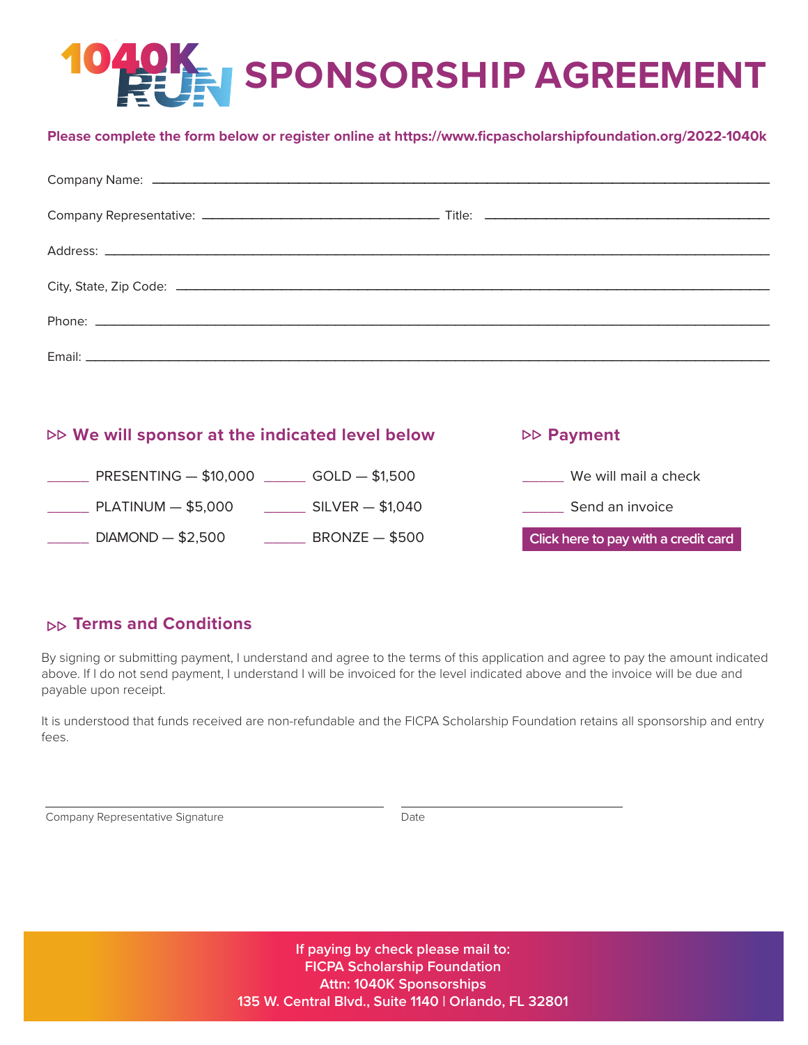# 1040K RUN SPONSORSHIP AGREEMENT

**Please complete the form below or register online at https://www.ficpascholarshipfoundation.org/2022-1040k**

Company Name: ______________________________________________

Company Representative: ______________________ Title: ______________________

Address: ______________________________________________

City, State, Zip Code: ______________________________________________

Phone: ______________________________________________

Email: ______________________________________________

## ▷▷ We will sponsor at the indicated level below

______ PRESENTING — $10,000

______ PLATINUM — $5,000

______ DIAMOND — $2,500

______ GOLD — $1,500

______ SILVER — $1,040

______ BRONZE — $500

## ▷▷ Payment

______ We will mail a check

______ Send an invoice

Click here to pay with a credit card

## ▷▷ Terms and Conditions

By signing or submitting payment, I understand and agree to the terms of this application and agree to pay the amount indicated above. If I do not send payment, I understand I will be invoiced for the level indicated above and the invoice will be due and payable upon receipt.

It is understood that funds received are non-refundable and the FICPA Scholarship Foundation retains all sponsorship and entry fees.

______________________________ ______________________

Company Representative Signature Date

**If paying by check please mail to:**
**FICPA Scholarship Foundation**
**Attn: 1040K Sponsorships**
**135 W. Central Blvd., Suite 1140 | Orlando, FL 32801**